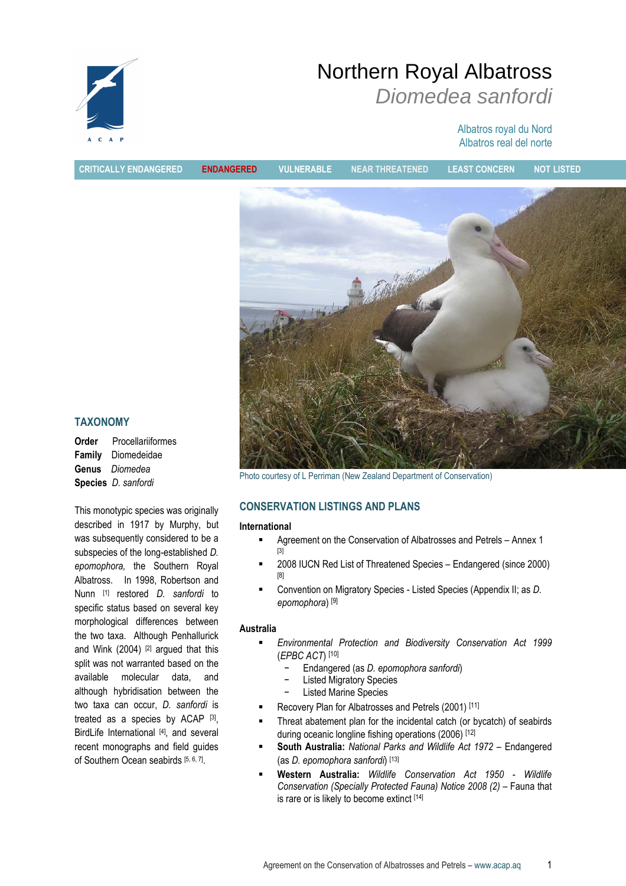# Northern Royal Albatross

## *Diomedea sanfordi*

Albatros royal du Nord
Albatros real del norte

CRITICALLY ENDANGERED | **ENDANGERED** | VULNERABLE | NEAR THREATENED | LEAST CONCERN | NOT LISTED

Photo courtesy of L Perriman (New Zealand Department of Conservation)

## TAXONOMY

**Order** Procellariiformes
**Family** Diomedeidae
**Genus** *Diomedea*
**Species** *D. sanfordi*

This monotypic species was originally described in 1917 by Murphy, but was subsequently considered to be a subspecies of the long-established *D. epomophora,* the Southern Royal Albatross. In 1998, Robertson and Nunn [1] restored *D. sanfordi* to specific status based on several key morphological differences between the two taxa. Although Penhallurick and Wink (2004) [2] argued that this split was not warranted based on the available molecular data, and although hybridisation between the two taxa can occur, *D. sanfordi* is treated as a species by ACAP [3], BirdLife International [4], and several recent monographs and field guides of Southern Ocean seabirds [5, 6, 7].

## CONSERVATION LISTINGS AND PLANS

**International**

- Agreement on the Conservation of Albatrosses and Petrels – Annex 1 [3]
- 2008 IUCN Red List of Threatened Species – Endangered (since 2000) [8]
- Convention on Migratory Species - Listed Species (Appendix II; as *D. epomophora*) [9]

**Australia**

- *Environmental Protection and Biodiversity Conservation Act 1999* (*EPBC ACT*) [10]
  - Endangered (as *D. epomophora sanfordi*)
  - Listed Migratory Species
  - Listed Marine Species
- Recovery Plan for Albatrosses and Petrels (2001) [11]
- Threat abatement plan for the incidental catch (or bycatch) of seabirds during oceanic longline fishing operations (2006) [12]
- **South Australia:** *National Parks and Wildlife Act 1972* – Endangered (as *D. epomophora sanfordi*) [13]
- **Western Australia:** *Wildlife Conservation Act 1950 - Wildlife Conservation (Specially Protected Fauna) Notice 2008 (2)* – Fauna that is rare or is likely to become extinct [14]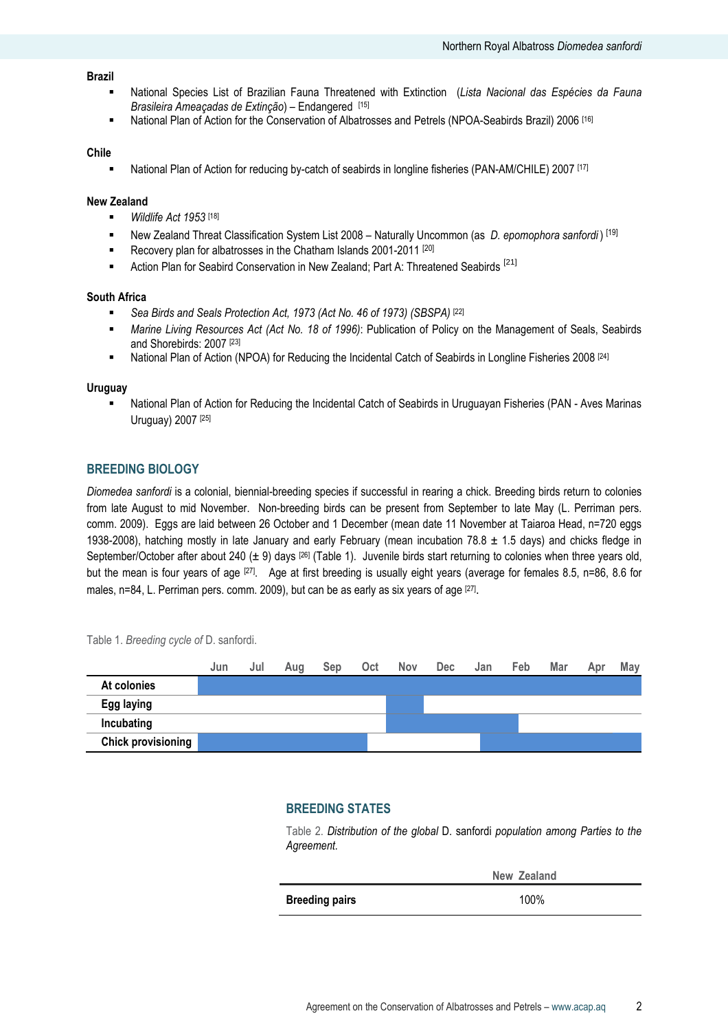**Brazil**

- National Species List of Brazilian Fauna Threatened with Extinction (*Lista Nacional das Espécies da Fauna Brasileira Ameaçadas de Extinção*) – Endangered [15]
- National Plan of Action for the Conservation of Albatrosses and Petrels (NPOA-Seabirds Brazil) 2006 [16]

**Chile**

- National Plan of Action for reducing by-catch of seabirds in longline fisheries (PAN-AM/CHILE) 2007 [17]

**New Zealand**

- *Wildlife Act 1953* [18]
- New Zealand Threat Classification System List 2008 – Naturally Uncommon (as *D. epomophora sanfordi*) [19]
- Recovery plan for albatrosses in the Chatham Islands 2001-2011 [20]
- Action Plan for Seabird Conservation in New Zealand; Part A: Threatened Seabirds [21]

**South Africa**

- *Sea Birds and Seals Protection Act, 1973 (Act No. 46 of 1973) (SBSPA)* [22]
- *Marine Living Resources Act (Act No. 18 of 1996)*: Publication of Policy on the Management of Seals, Seabirds and Shorebirds: 2007 [23]
- National Plan of Action (NPOA) for Reducing the Incidental Catch of Seabirds in Longline Fisheries 2008 [24]

**Uruguay**

- National Plan of Action for Reducing the Incidental Catch of Seabirds in Uruguayan Fisheries (PAN - Aves Marinas Uruguay) 2007 [25]

## BREEDING BIOLOGY

*Diomedea sanfordi* is a colonial, biennial-breeding species if successful in rearing a chick. Breeding birds return to colonies from late August to mid November. Non-breeding birds can be present from September to late May (L. Perriman pers. comm. 2009). Eggs are laid between 26 October and 1 December (mean date 11 November at Taiaroa Head, n=720 eggs 1938-2008), hatching mostly in late January and early February (mean incubation 78.8 ± 1.5 days) and chicks fledge in September/October after about 240 (± 9) days [26] (Table 1). Juvenile birds start returning to colonies when three years old, but the mean is four years of age [27]. Age at first breeding is usually eight years (average for females 8.5, n=86, 8.6 for males, n=84, L. Perriman pers. comm. 2009), but can be as early as six years of age [27].

Table 1. *Breeding cycle of* D. sanfordi.

| | Jun | Jul | Aug | Sep | Oct | Nov | Dec | Jan | Feb | Mar | Apr | May |
|---|---|---|---|---|---|---|---|---|---|---|---|---|
| **At colonies** | ■ | ■ | ■ | ■ | ■ | ■ | ■ | ■ | ■ | ■ | ■ | ■ |
| **Egg laying** | | | | | | ■ | | | | | | |
| **Incubating** | | | | | | ■ | ■ | ■ | ■ | | | |
| **Chick provisioning** | ■ | ■ | ■ | ■ | ■ | | | ■ | ■ | ■ | ■ | ■ |

## BREEDING STATES

Table 2. *Distribution of the global* D. sanfordi *population among Parties to the Agreement.*

| | New Zealand |
|---|---|
| **Breeding pairs** | 100% |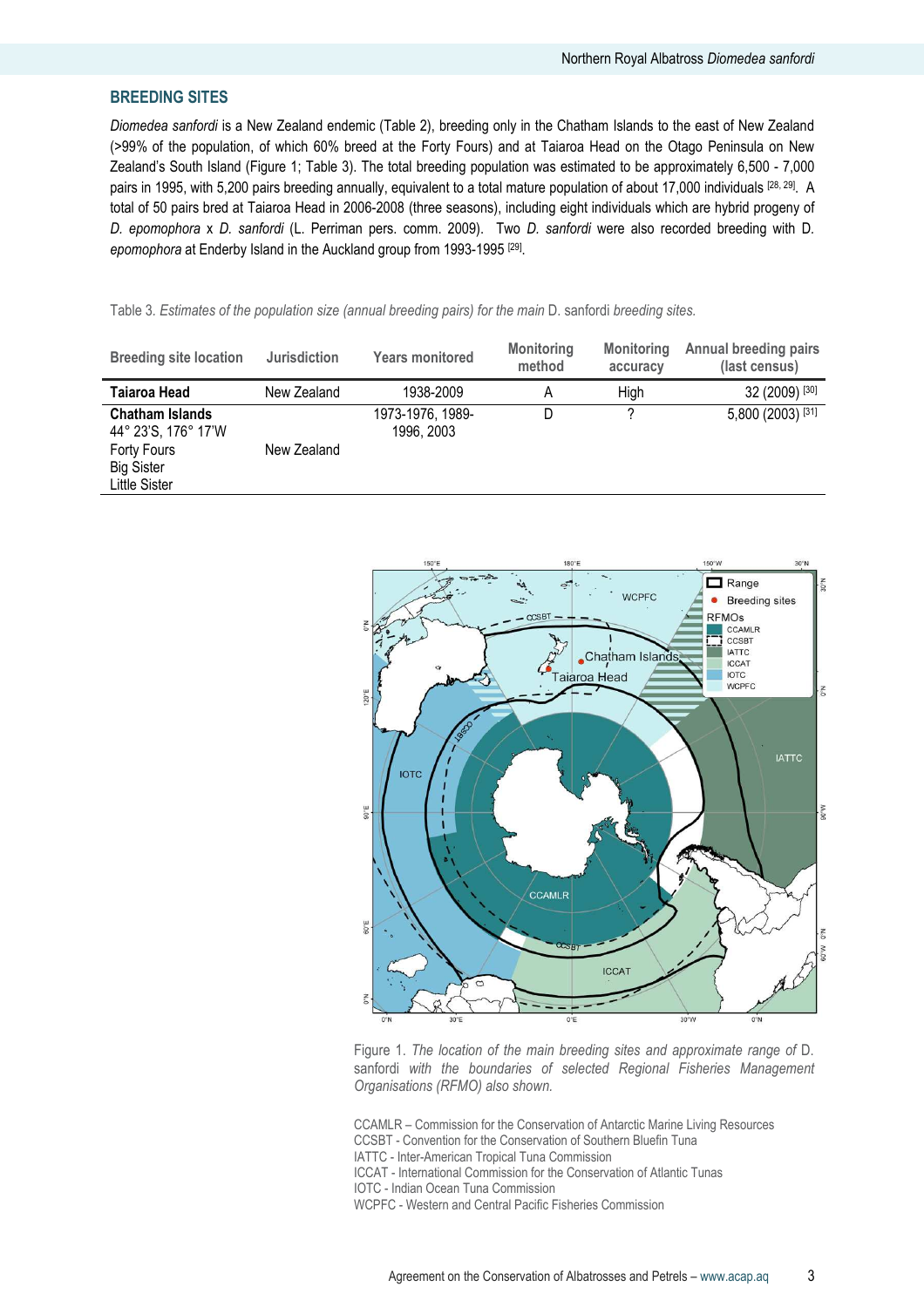## BREEDING SITES

*Diomedea sanfordi* is a New Zealand endemic (Table 2), breeding only in the Chatham Islands to the east of New Zealand (>99% of the population, of which 60% breed at the Forty Fours) and at Taiaroa Head on the Otago Peninsula on New Zealand's South Island (Figure 1; Table 3). The total breeding population was estimated to be approximately 6,500 - 7,000 pairs in 1995, with 5,200 pairs breeding annually, equivalent to a total mature population of about 17,000 individuals [28, 29]. A total of 50 pairs bred at Taiaroa Head in 2006-2008 (three seasons), including eight individuals which are hybrid progeny of *D. epomophora* x *D. sanfordi* (L. Perriman pers. comm. 2009). Two *D. sanfordi* were also recorded breeding with D. *epomophora* at Enderby Island in the Auckland group from 1993-1995 [29].

Table 3. *Estimates of the population size (annual breeding pairs) for the main* D. sanfordi *breeding sites.*

| Breeding site location | Jurisdiction | Years monitored | Monitoring method | Monitoring accuracy | Annual breeding pairs (last census) |
|---|---|---|---|---|---|
| **Taiaroa Head** | New Zealand | 1938-2009 | A | High | 32 (2009) [30] |
| **Chatham Islands** 44° 23'S, 176° 17'W<br>Forty Fours<br>Big Sister<br>Little Sister | New Zealand | 1973-1976, 1989-1996, 2003 | D | ? | 5,800 (2003) [31] |

Figure 1. *The location of the main breeding sites and approximate range of* D. sanfordi *with the boundaries of selected Regional Fisheries Management Organisations (RFMO) also shown.*

CCAMLR – Commission for the Conservation of Antarctic Marine Living Resources
CCSBT - Convention for the Conservation of Southern Bluefin Tuna
IATTC - Inter-American Tropical Tuna Commission
ICCAT - International Commission for the Conservation of Atlantic Tunas
IOTC - Indian Ocean Tuna Commission
WCPFC - Western and Central Pacific Fisheries Commission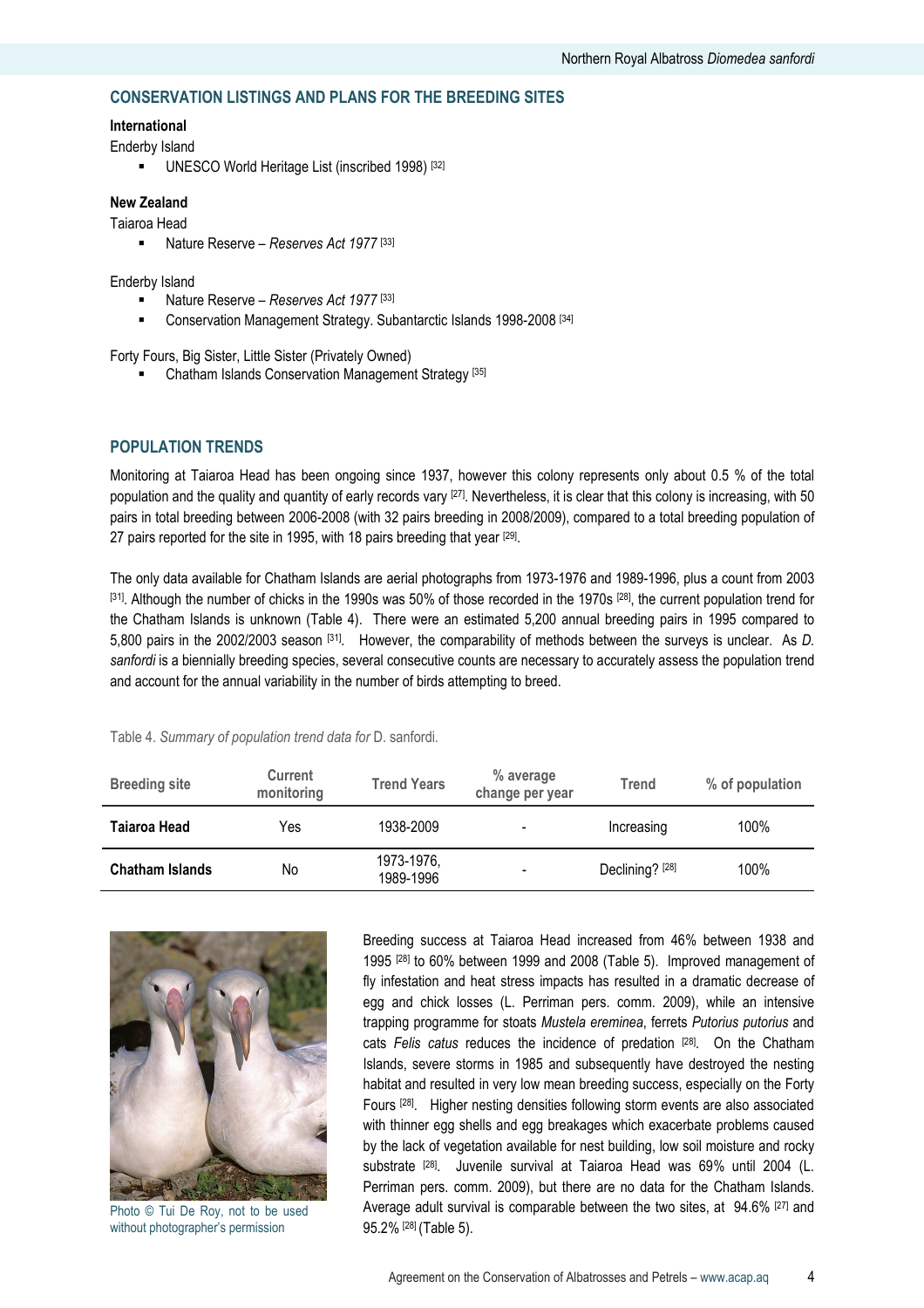## CONSERVATION LISTINGS AND PLANS FOR THE BREEDING SITES

**International**

Enderby Island

- UNESCO World Heritage List (inscribed 1998) [32]

**New Zealand**

Taiaroa Head

- Nature Reserve – *Reserves Act 1977* [33]

Enderby Island

- Nature Reserve – *Reserves Act 1977* [33]
- Conservation Management Strategy. Subantarctic Islands 1998-2008 [34]

Forty Fours, Big Sister, Little Sister (Privately Owned)

- Chatham Islands Conservation Management Strategy [35]

## POPULATION TRENDS

Monitoring at Taiaroa Head has been ongoing since 1937, however this colony represents only about 0.5 % of the total population and the quality and quantity of early records vary [27]. Nevertheless, it is clear that this colony is increasing, with 50 pairs in total breeding between 2006-2008 (with 32 pairs breeding in 2008/2009), compared to a total breeding population of 27 pairs reported for the site in 1995, with 18 pairs breeding that year [29].

The only data available for Chatham Islands are aerial photographs from 1973-1976 and 1989-1996, plus a count from 2003 [31]. Although the number of chicks in the 1990s was 50% of those recorded in the 1970s [28], the current population trend for the Chatham Islands is unknown (Table 4). There were an estimated 5,200 annual breeding pairs in 1995 compared to 5,800 pairs in the 2002/2003 season [31]. However, the comparability of methods between the surveys is unclear. As *D. sanfordi* is a biennially breeding species, several consecutive counts are necessary to accurately assess the population trend and account for the annual variability in the number of birds attempting to breed.

Table 4. *Summary of population trend data for* D. sanfordi.

| Breeding site | Current monitoring | Trend Years | % average change per year | Trend | % of population |
|---|---|---|---|---|---|
| **Taiaroa Head** | Yes | 1938-2009 | - | Increasing | 100% |
| **Chatham Islands** | No | 1973-1976, 1989-1996 | - | Declining? [28] | 100% |

Photo © Tui De Roy, not to be used without photographer's permission

Breeding success at Taiaroa Head increased from 46% between 1938 and 1995 [28] to 60% between 1999 and 2008 (Table 5). Improved management of fly infestation and heat stress impacts has resulted in a dramatic decrease of egg and chick losses (L. Perriman pers. comm. 2009), while an intensive trapping programme for stoats *Mustela ereminea*, ferrets *Putorius putorius* and cats *Felis catus* reduces the incidence of predation [28]. On the Chatham Islands, severe storms in 1985 and subsequently have destroyed the nesting habitat and resulted in very low mean breeding success, especially on the Forty Fours [28]. Higher nesting densities following storm events are also associated with thinner egg shells and egg breakages which exacerbate problems caused by the lack of vegetation available for nest building, low soil moisture and rocky substrate [28]. Juvenile survival at Taiaroa Head was 69% until 2004 (L. Perriman pers. comm. 2009), but there are no data for the Chatham Islands. Average adult survival is comparable between the two sites, at 94.6% [27] and 95.2% [28] (Table 5).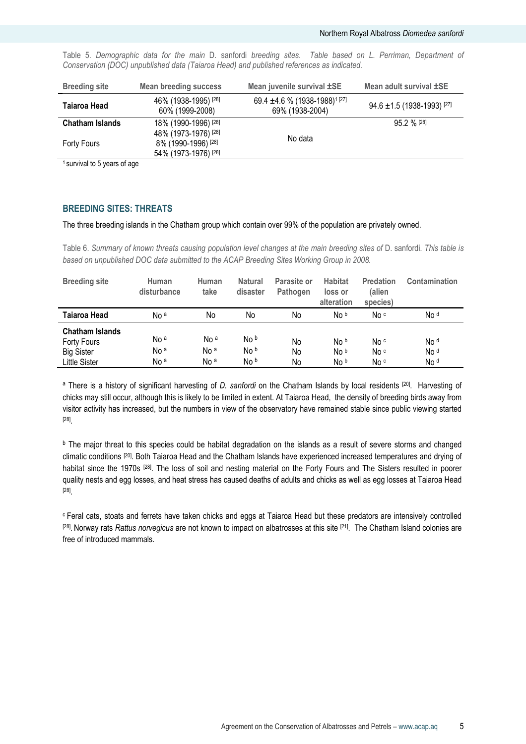Table 5. *Demographic data for the main* D. sanfordi *breeding sites. Table based on L. Perriman, Department of Conservation (DOC) unpublished data (Taiaroa Head) and published references as indicated.*

| Breeding site | Mean breeding success | Mean juvenile survival ±SE | Mean adult survival ±SE |
|---|---|---|---|
| **Taiaroa Head** | 46% (1938-1995) [28]<br>60% (1999-2008) | 69.4 ±4.6 % (1938-1988)[1] [27]<br>69% (1938-2004) | 94.6 ±1.5 (1938-1993) [27] |
| **Chatham Islands** | 18% (1990-1996) [28]<br>48% (1973-1976) [28] | No data | 95.2 % [28] |
| Forty Fours | 8% (1990-1996) [28]<br>54% (1973-1976) [28] | | |

[1] survival to 5 years of age

## BREEDING SITES: THREATS

The three breeding islands in the Chatham group which contain over 99% of the population are privately owned.

Table 6. *Summary of known threats causing population level changes at the main breeding sites of* D. sanfordi*. This table is based on unpublished DOC data submitted to the ACAP Breeding Sites Working Group in 2008.*

| Breeding site | Human disturbance | Human take | Natural disaster | Parasite or Pathogen | Habitat loss or alteration | Predation (alien species) | Contamination |
|---|---|---|---|---|---|---|---|
| **Taiaroa Head** | No [a] | No | No | No | No [b] | No [c] | No [d] |
| **Chatham Islands** | | | | | | | |
| Forty Fours | No [a] | No [a] | No [b] | No | No [b] | No [c] | No [d] |
| Big Sister | No [a] | No [a] | No [b] | No | No [b] | No [c] | No [d] |
| Little Sister | No [a] | No [a] | No [b] | No | No [b] | No [c] | No [d] |

[a] There is a history of significant harvesting of *D. sanfordi* on the Chatham Islands by local residents [20]. Harvesting of chicks may still occur, although this is likely to be limited in extent. At Taiaroa Head, the density of breeding birds away from visitor activity has increased, but the numbers in view of the observatory have remained stable since public viewing started [28].

[b] The major threat to this species could be habitat degradation on the islands as a result of severe storms and changed climatic conditions [20]. Both Taiaroa Head and the Chatham Islands have experienced increased temperatures and drying of habitat since the 1970s [28]. The loss of soil and nesting material on the Forty Fours and The Sisters resulted in poorer quality nests and egg losses, and heat stress has caused deaths of adults and chicks as well as egg losses at Taiaroa Head [28].

[c] Feral cats, stoats and ferrets have taken chicks and eggs at Taiaroa Head but these predators are intensively controlled [28]. Norway rats *Rattus norvegicus* are not known to impact on albatrosses at this site [21]. The Chatham Island colonies are free of introduced mammals.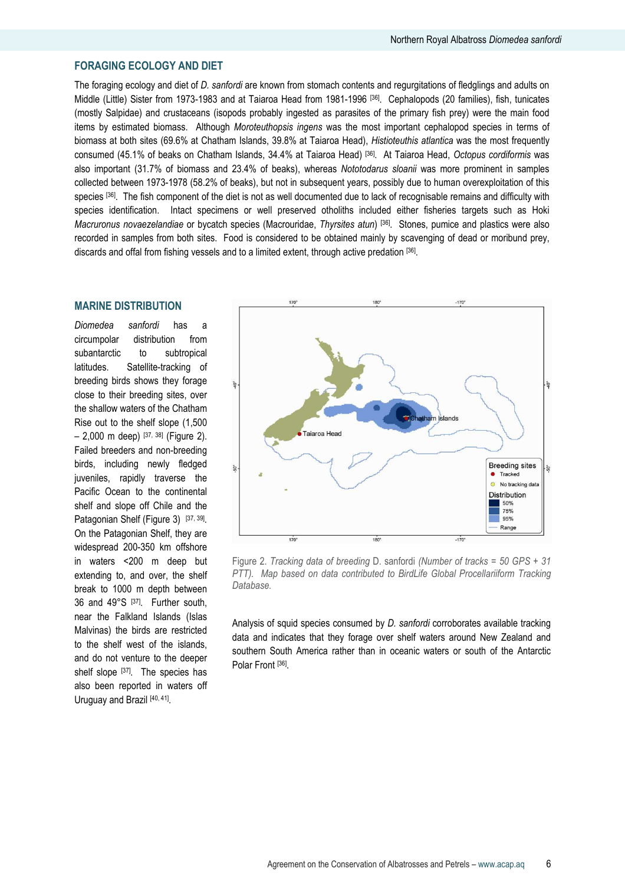## FORAGING ECOLOGY AND DIET

The foraging ecology and diet of *D. sanfordi* are known from stomach contents and regurgitations of fledglings and adults on Middle (Little) Sister from 1973-1983 and at Taiaroa Head from 1981-1996 [36]. Cephalopods (20 families), fish, tunicates (mostly Salpidae) and crustaceans (isopods probably ingested as parasites of the primary fish prey) were the main food items by estimated biomass. Although *Moroteuthopsis ingens* was the most important cephalopod species in terms of biomass at both sites (69.6% at Chatham Islands, 39.8% at Taiaroa Head), *Histioteuthis atlantica* was the most frequently consumed (45.1% of beaks on Chatham Islands, 34.4% at Taiaroa Head) [36]. At Taiaroa Head, *Octopus cordiformis* was also important (31.7% of biomass and 23.4% of beaks), whereas *Nototodarus sloanii* was more prominent in samples collected between 1973-1978 (58.2% of beaks), but not in subsequent years, possibly due to human overexploitation of this species [36]. The fish component of the diet is not as well documented due to lack of recognisable remains and difficulty with species identification. Intact specimens or well preserved otholiths included either fisheries targets such as Hoki *Macruronus novaezelandiae* or bycatch species (Macrouridae, *Thyrsites atun*) [36]. Stones, pumice and plastics were also recorded in samples from both sites. Food is considered to be obtained mainly by scavenging of dead or moribund prey, discards and offal from fishing vessels and to a limited extent, through active predation [36].

## MARINE DISTRIBUTION

*Diomedea sanfordi* has a circumpolar distribution from subantarctic to subtropical latitudes. Satellite-tracking of breeding birds shows they forage close to their breeding sites, over the shallow waters of the Chatham Rise out to the shelf slope (1,500 – 2,000 m deep) [37, 38] (Figure 2). Failed breeders and non-breeding birds, including newly fledged juveniles, rapidly traverse the Pacific Ocean to the continental shelf and slope off Chile and the Patagonian Shelf (Figure 3) [37, 39]. On the Patagonian Shelf, they are widespread 200-350 km offshore in waters <200 m deep but extending to, and over, the shelf break to 1000 m depth between 36 and 49°S [37]. Further south, near the Falkland Islands (Islas Malvinas) the birds are restricted to the shelf west of the islands, and do not venture to the deeper shelf slope [37]. The species has also been reported in waters off Uruguay and Brazil [40, 41].

Figure 2. *Tracking data of breeding D. sanfordi (Number of tracks = 50 GPS + 31 PTT). Map based on data contributed to BirdLife Global Procellariiform Tracking Database.*

Analysis of squid species consumed by *D. sanfordi* corroborates available tracking data and indicates that they forage over shelf waters around New Zealand and southern South America rather than in oceanic waters or south of the Antarctic Polar Front [36].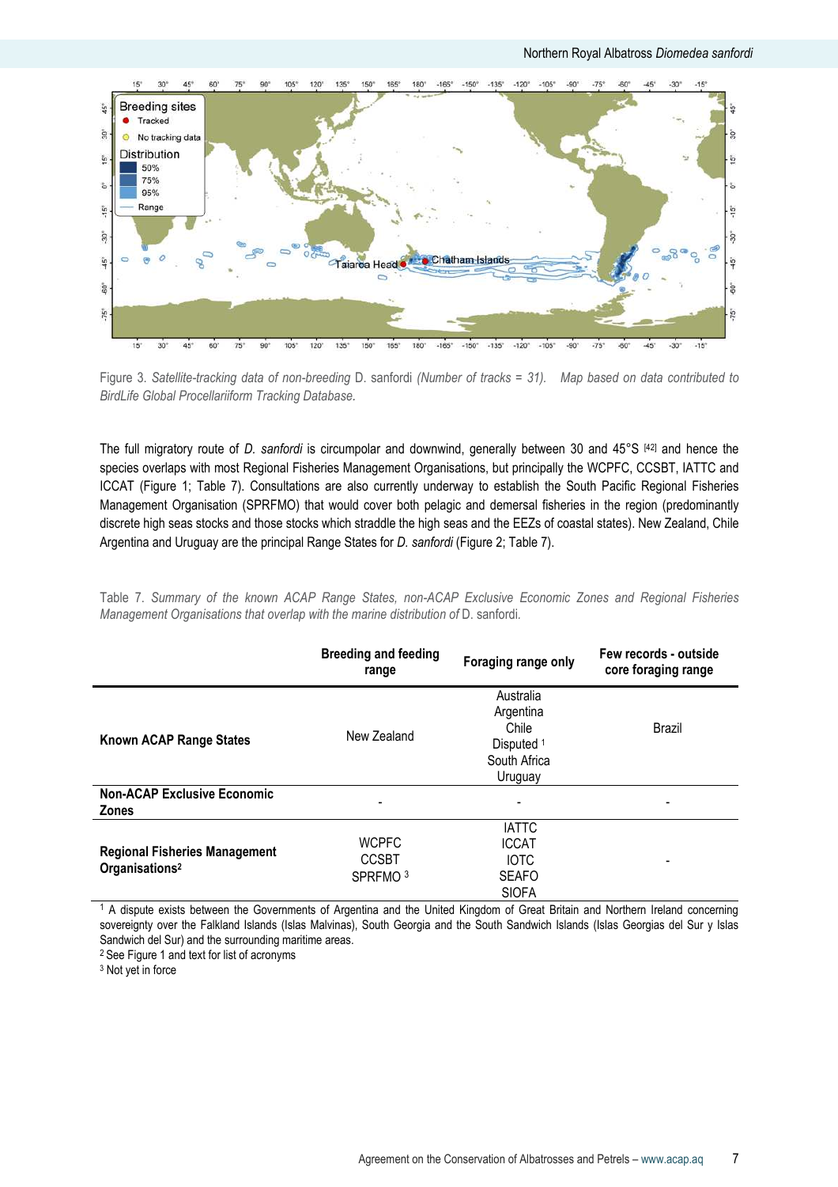Figure 3. *Satellite-tracking data of non-breeding* D. sanfordi *(Number of tracks = 31). Map based on data contributed to BirdLife Global Procellariiform Tracking Database.*

The full migratory route of *D. sanfordi* is circumpolar and downwind, generally between 30 and 45°S [42] and hence the species overlaps with most Regional Fisheries Management Organisations, but principally the WCPFC, CCSBT, IATTC and ICCAT (Figure 1; Table 7). Consultations are also currently underway to establish the South Pacific Regional Fisheries Management Organisation (SPRFMO) that would cover both pelagic and demersal fisheries in the region (predominantly discrete high seas stocks and those stocks which straddle the high seas and the EEZs of coastal states). New Zealand, Chile Argentina and Uruguay are the principal Range States for *D. sanfordi* (Figure 2; Table 7).

Table 7. *Summary of the known ACAP Range States, non-ACAP Exclusive Economic Zones and Regional Fisheries Management Organisations that overlap with the marine distribution of* D. sanfordi.

| | Breeding and feeding range | Foraging range only | Few records - outside core foraging range |
|---|---|---|---|
| **Known ACAP Range States** | New Zealand | Australia<br>Argentina<br>Chile<br>Disputed [1]<br>South Africa<br>Uruguay | Brazil |
| **Non-ACAP Exclusive Economic Zones** | - | - | - |
| **Regional Fisheries Management Organisations[2]** | WCPFC<br>CCSBT<br>SPRFMO [3] | IATTC<br>ICCAT<br>IOTC<br>SEAFO<br>SIOFA | - |

[1] A dispute exists between the Governments of Argentina and the United Kingdom of Great Britain and Northern Ireland concerning sovereignty over the Falkland Islands (Islas Malvinas), South Georgia and the South Sandwich Islands (Islas Georgias del Sur y Islas Sandwich del Sur) and the surrounding maritime areas.

[2] See Figure 1 and text for list of acronyms

[3] Not yet in force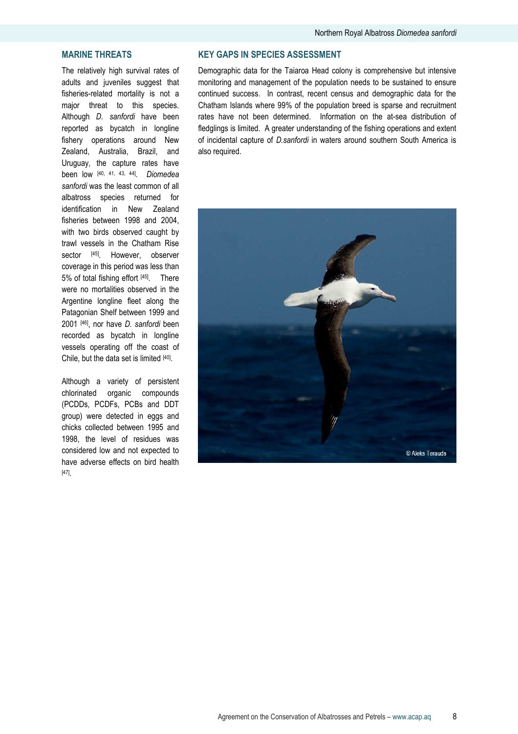## MARINE THREATS

The relatively high survival rates of adults and juveniles suggest that fisheries-related mortality is not a major threat to this species. Although *D. sanfordi* have been reported as bycatch in longline fishery operations around New Zealand, Australia, Brazil, and Uruguay, the capture rates have been low [40, 41, 43, 44]. *Diomedea sanfordi* was the least common of all albatross species returned for identification in New Zealand fisheries between 1998 and 2004, with two birds observed caught by trawl vessels in the Chatham Rise sector [45]. However, observer coverage in this period was less than 5% of total fishing effort [45]. There were no mortalities observed in the Argentine longline fleet along the Patagonian Shelf between 1999 and 2001 [46], nor have *D. sanfordi* been recorded as bycatch in longline vessels operating off the coast of Chile, but the data set is limited [40].

Although a variety of persistent chlorinated organic compounds (PCDDs, PCDFs, PCBs and DDT group) were detected in eggs and chicks collected between 1995 and 1998, the level of residues was considered low and not expected to have adverse effects on bird health [47].

## KEY GAPS IN SPECIES ASSESSMENT

Demographic data for the Taiaroa Head colony is comprehensive but intensive monitoring and management of the population needs to be sustained to ensure continued success. In contrast, recent census and demographic data for the Chatham Islands where 99% of the population breed is sparse and recruitment rates have not been determined. Information on the at-sea distribution of fledglings is limited. A greater understanding of the fishing operations and extent of incidental capture of *D.sanfordi* in waters around southern South America is also required.

© Aleks Terauds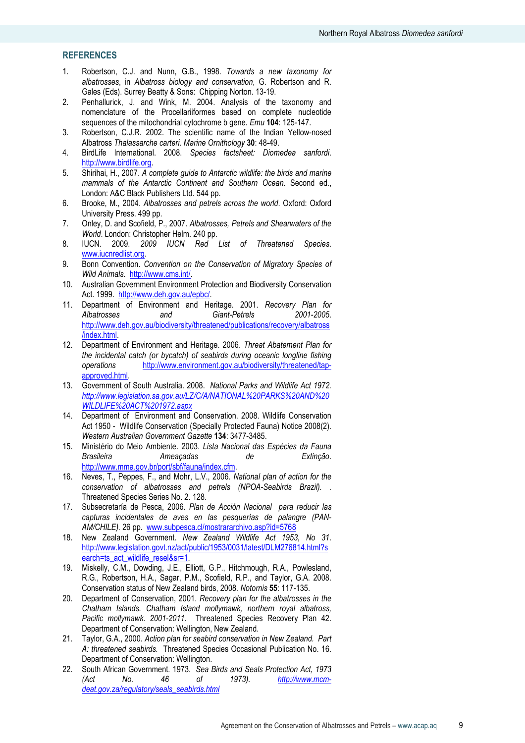## REFERENCES

1. Robertson, C.J. and Nunn, G.B., 1998. *Towards a new taxonomy for albatrosses*, in *Albatross biology and conservation*, G. Robertson and R. Gales (Eds). Surrey Beatty & Sons: Chipping Norton. 13-19.
2. Penhallurick, J. and Wink, M. 2004. Analysis of the taxonomy and nomenclature of the Procellariiformes based on complete nucleotide sequences of the mitochondrial cytochrome b gene. *Emu* **104**: 125-147.
3. Robertson, C.J.R. 2002. The scientific name of the Indian Yellow-nosed Albatross *Thalassarche carteri. Marine Ornithology* **30**: 48-49.
4. BirdLife International. 2008. *Species factsheet: Diomedea sanfordi*. http://www.birdlife.org.
5. Shirihai, H., 2007. *A complete guide to Antarctic wildlife: the birds and marine mammals of the Antarctic Continent and Southern Ocean*. Second ed., London: A&C Black Publishers Ltd. 544 pp.
6. Brooke, M., 2004. *Albatrosses and petrels across the world*. Oxford: Oxford University Press. 499 pp.
7. Onley, D. and Scofield, P., 2007. *Albatrosses, Petrels and Shearwaters of the World*. London: Christopher Helm. 240 pp.
8. IUCN. 2009. *2009 IUCN Red List of Threatened Species*. www.iucnredlist.org.
9. Bonn Convention. *Convention on the Conservation of Migratory Species of Wild Animals*. http://www.cms.int/.
10. Australian Government Environment Protection and Biodiversity Conservation Act. 1999. http://www.deh.gov.au/epbc/.
11. Department of Environment and Heritage. 2001. *Recovery Plan for Albatrosses and Giant-Petrels 2001-2005*. http://www.deh.gov.au/biodiversity/threatened/publications/recovery/albatross/index.html.
12. Department of Environment and Heritage. 2006. *Threat Abatement Plan for the incidental catch (or bycatch) of seabirds during oceanic longline fishing operations* http://www.environment.gov.au/biodiversity/threatened/tap-approved.html.
13. Government of South Australia. 2008. *National Parks and Wildlife Act 1972. http://www.legislation.sa.gov.au/LZ/C/A/NATIONAL%20PARKS%20AND%20WILDLIFE%20ACT%201972.aspx*
14. Department of Environment and Conservation. 2008. Wildlife Conservation Act 1950 - Wildlife Conservation (Specially Protected Fauna) Notice 2008(2). *Western Australian Government Gazette* **134**: 3477-3485.
15. Ministério do Meio Ambiente. 2003. *Lista Nacional das Espécies da Fauna Brasileira Ameaçadas de Extinção*. http://www.mma.gov.br/port/sbf/fauna/index.cfm.
16. Neves, T., Peppes, F., and Mohr, L.V., 2006. *National plan of action for the conservation of albatrosses and petrels (NPOA-Seabirds Brazil). .* Threatened Species Series No. 2. 128.
17. Subsecretaría de Pesca, 2006. *Plan de Acción Nacional para reducir las capturas incidentales de aves en las pesquerías de palangre (PAN-AM/CHILE).* 26 pp. www.subpesca.cl/mostrararchivo.asp?id=5768
18. New Zealand Government. *New Zealand Wildlife Act 1953, No 31*. http://www.legislation.govt.nz/act/public/1953/0031/latest/DLM276814.html?search=ts_act_wildlife_resel&sr=1.
19. Miskelly, C.M., Dowding, J.E., Elliott, G.P., Hitchmough, R.A., Powlesland, R.G., Robertson, H.A., Sagar, P.M., Scofield, R.P., and Taylor, G.A. 2008. Conservation status of New Zealand birds, 2008. *Notornis* **55**: 117-135.
20. Department of Conservation, 2001. *Recovery plan for the albatrosses in the Chatham Islands. Chatham Island mollymawk, northern royal albatross, Pacific mollymawk. 2001-2011.* Threatened Species Recovery Plan 42. Department of Conservation: Wellington, New Zealand.
21. Taylor, G.A., 2000. *Action plan for seabird conservation in New Zealand. Part A: threatened seabirds.* Threatened Species Occasional Publication No. 16. Department of Conservation: Wellington.
22. South African Government. 1973. *Sea Birds and Seals Protection Act, 1973 (Act No. 46 of 1973). http://www.mcm-deat.gov.za/regulatory/seals_seabirds.html*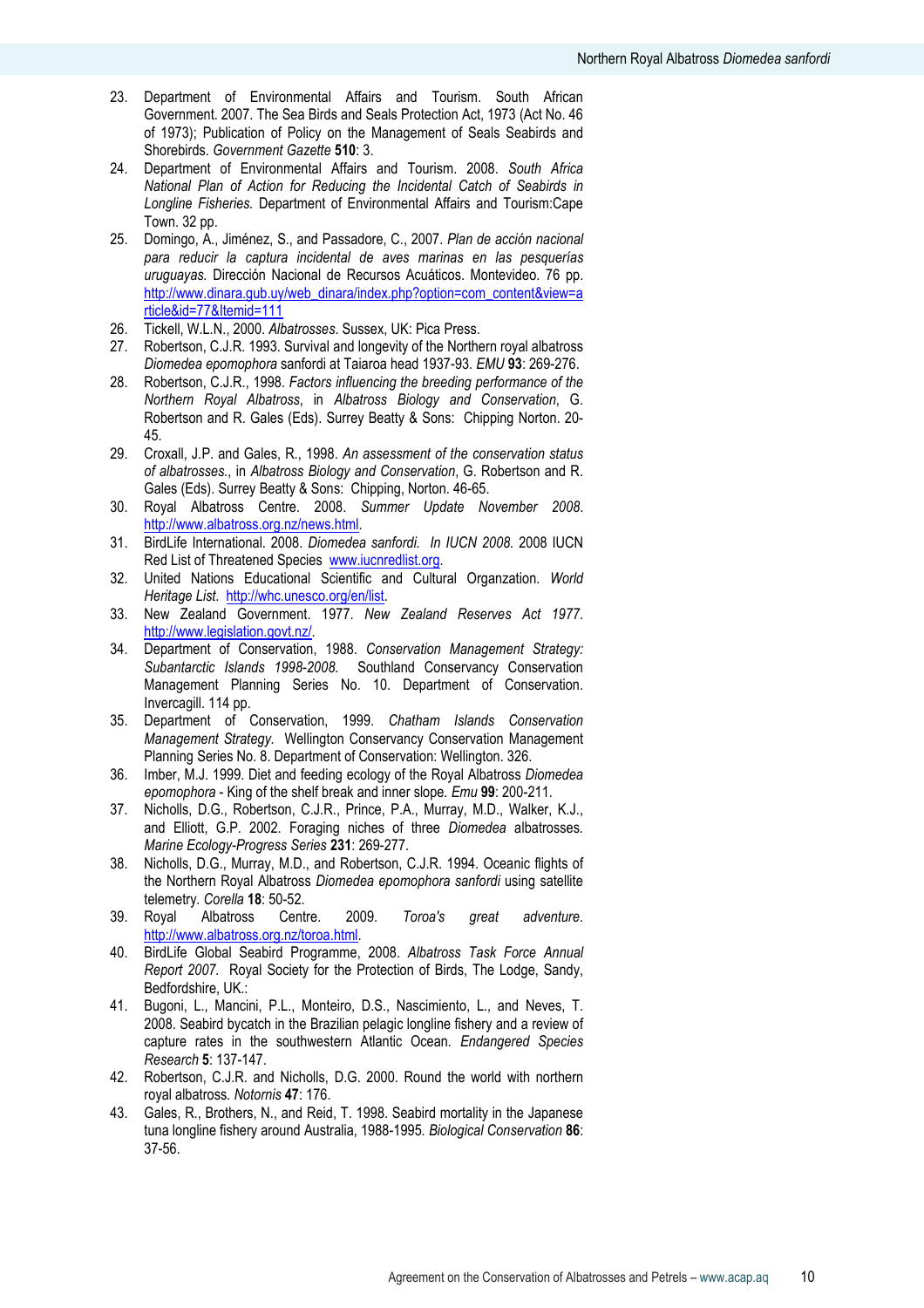23. Department of Environmental Affairs and Tourism. South African Government. 2007. The Sea Birds and Seals Protection Act, 1973 (Act No. 46 of 1973); Publication of Policy on the Management of Seals Seabirds and Shorebirds. *Government Gazette* **510**: 3.
24. Department of Environmental Affairs and Tourism. 2008. *South Africa National Plan of Action for Reducing the Incidental Catch of Seabirds in Longline Fisheries.* Department of Environmental Affairs and Tourism:Cape Town. 32 pp.
25. Domingo, A., Jiménez, S., and Passadore, C., 2007. *Plan de acción nacional para reducir la captura incidental de aves marinas en las pesquerías uruguayas.* Dirección Nacional de Recursos Acuáticos. Montevideo. 76 pp. http://www.dinara.gub.uy/web_dinara/index.php?option=com_content&view=article&id=77&Itemid=111
26. Tickell, W.L.N., 2000. *Albatrosses*. Sussex, UK: Pica Press.
27. Robertson, C.J.R. 1993. Survival and longevity of the Northern royal albatross *Diomedea epomophora* sanfordi at Taiaroa head 1937-93. *EMU* **93**: 269-276.
28. Robertson, C.J.R., 1998. *Factors influencing the breeding performance of the Northern Royal Albatross*, in *Albatross Biology and Conservation*, G. Robertson and R. Gales (Eds). Surrey Beatty & Sons: Chipping Norton. 20-45.
29. Croxall, J.P. and Gales, R., 1998. *An assessment of the conservation status of albatrosses.*, in *Albatross Biology and Conservation*, G. Robertson and R. Gales (Eds). Surrey Beatty & Sons: Chipping, Norton. 46-65.
30. Royal Albatross Centre. 2008. *Summer Update November 2008*. http://www.albatross.org.nz/news.html.
31. BirdLife International. 2008. *Diomedea sanfordi. In IUCN 2008.* 2008 IUCN Red List of Threatened Species www.iucnredlist.org.
32. United Nations Educational Scientific and Cultural Organzation. *World Heritage List*. http://whc.unesco.org/en/list.
33. New Zealand Government. 1977. *New Zealand Reserves Act 1977*. http://www.legislation.govt.nz/.
34. Department of Conservation, 1988. *Conservation Management Strategy: Subantarctic Islands 1998-2008.* Southland Conservancy Conservation Management Planning Series No. 10. Department of Conservation. Invercagill. 114 pp.
35. Department of Conservation, 1999. *Chatham Islands Conservation Management Strategy.* Wellington Conservancy Conservation Management Planning Series No. 8. Department of Conservation: Wellington. 326.
36. Imber, M.J. 1999. Diet and feeding ecology of the Royal Albatross *Diomedea epomophora* - King of the shelf break and inner slope. *Emu* **99**: 200-211.
37. Nicholls, D.G., Robertson, C.J.R., Prince, P.A., Murray, M.D., Walker, K.J., and Elliott, G.P. 2002. Foraging niches of three *Diomedea* albatrosses. *Marine Ecology-Progress Series* **231**: 269-277.
38. Nicholls, D.G., Murray, M.D., and Robertson, C.J.R. 1994. Oceanic flights of the Northern Royal Albatross *Diomedea epomophora sanfordi* using satellite telemetry. *Corella* **18**: 50-52.
39. Royal Albatross Centre. 2009. *Toroa's great adventure*. http://www.albatross.org.nz/toroa.html.
40. BirdLife Global Seabird Programme, 2008. *Albatross Task Force Annual Report 2007.* Royal Society for the Protection of Birds, The Lodge, Sandy, Bedfordshire, UK.:
41. Bugoni, L., Mancini, P.L., Monteiro, D.S., Nascimiento, L., and Neves, T. 2008. Seabird bycatch in the Brazilian pelagic longline fishery and a review of capture rates in the southwestern Atlantic Ocean. *Endangered Species Research* **5**: 137-147.
42. Robertson, C.J.R. and Nicholls, D.G. 2000. Round the world with northern royal albatross. *Notornis* **47**: 176.
43. Gales, R., Brothers, N., and Reid, T. 1998. Seabird mortality in the Japanese tuna longline fishery around Australia, 1988-1995. *Biological Conservation* **86**: 37-56.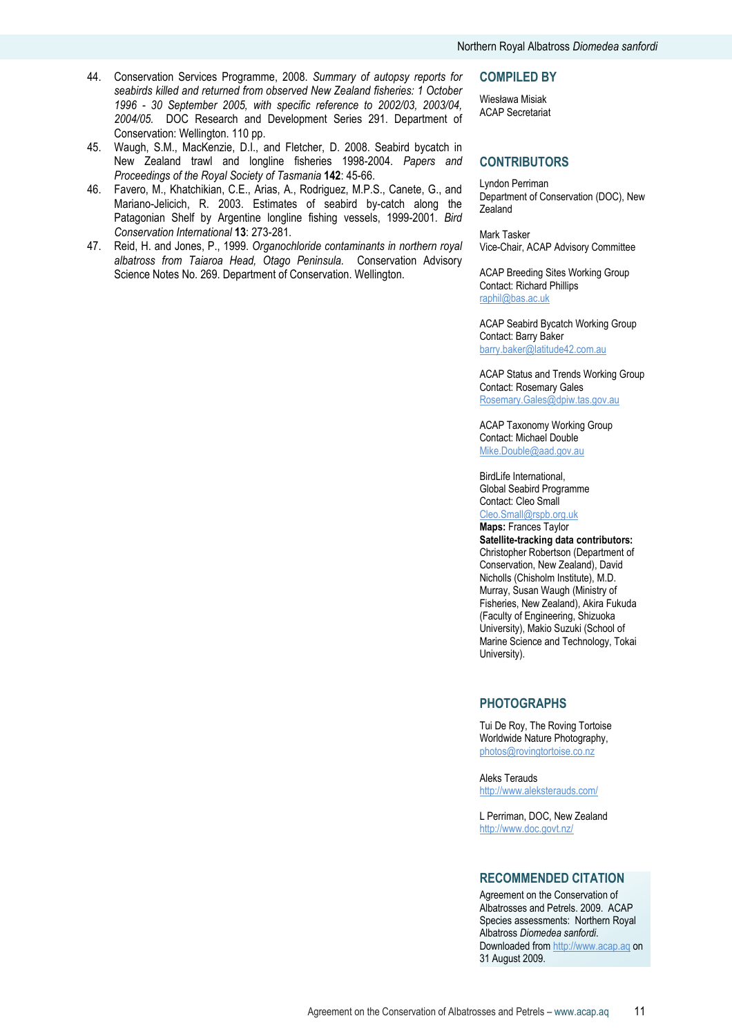44. Conservation Services Programme, 2008. *Summary of autopsy reports for seabirds killed and returned from observed New Zealand fisheries: 1 October 1996 - 30 September 2005, with specific reference to 2002/03, 2003/04, 2004/05.* DOC Research and Development Series 291. Department of Conservation: Wellington. 110 pp.
45. Waugh, S.M., MacKenzie, D.I., and Fletcher, D. 2008. Seabird bycatch in New Zealand trawl and longline fisheries 1998-2004. *Papers and Proceedings of the Royal Society of Tasmania* **142**: 45-66.
46. Favero, M., Khatchikian, C.E., Arias, A., Rodriguez, M.P.S., Canete, G., and Mariano-Jelicich, R. 2003. Estimates of seabird by-catch along the Patagonian Shelf by Argentine longline fishing vessels, 1999-2001. *Bird Conservation International* **13**: 273-281.
47. Reid, H. and Jones, P., 1999. *Organochloride contaminants in northern royal albatross from Taiaroa Head, Otago Peninsula.* Conservation Advisory Science Notes No. 269. Department of Conservation. Wellington.

## COMPILED BY

Wiesława Misiak
ACAP Secretariat

## CONTRIBUTORS

Lyndon Perriman
Department of Conservation (DOC), New Zealand

Mark Tasker
Vice-Chair, ACAP Advisory Committee

ACAP Breeding Sites Working Group
Contact: Richard Phillips
raphil@bas.ac.uk

ACAP Seabird Bycatch Working Group
Contact: Barry Baker
barry.baker@latitude42.com.au

ACAP Status and Trends Working Group
Contact: Rosemary Gales
Rosemary.Gales@dpiw.tas.gov.au

ACAP Taxonomy Working Group
Contact: Michael Double
Mike.Double@aad.gov.au

BirdLife International,
Global Seabird Programme
Contact: Cleo Small
Cleo.Small@rspb.org.uk

**Maps:** Frances Taylor

**Satellite-tracking data contributors:** Christopher Robertson (Department of Conservation, New Zealand), David Nicholls (Chisholm Institute), M.D. Murray, Susan Waugh (Ministry of Fisheries, New Zealand), Akira Fukuda (Faculty of Engineering, Shizuoka University), Makio Suzuki (School of Marine Science and Technology, Tokai University).

## PHOTOGRAPHS

Tui De Roy, The Roving Tortoise Worldwide Nature Photography,
photos@rovingtortoise.co.nz

Aleks Terauds
http://www.aleksterauds.com/

L Perriman, DOC, New Zealand
http://www.doc.govt.nz/

## RECOMMENDED CITATION

Agreement on the Conservation of Albatrosses and Petrels. 2009. ACAP Species assessments: Northern Royal Albatross *Diomedea sanfordi*. Downloaded from http://www.acap.aq on 31 August 2009.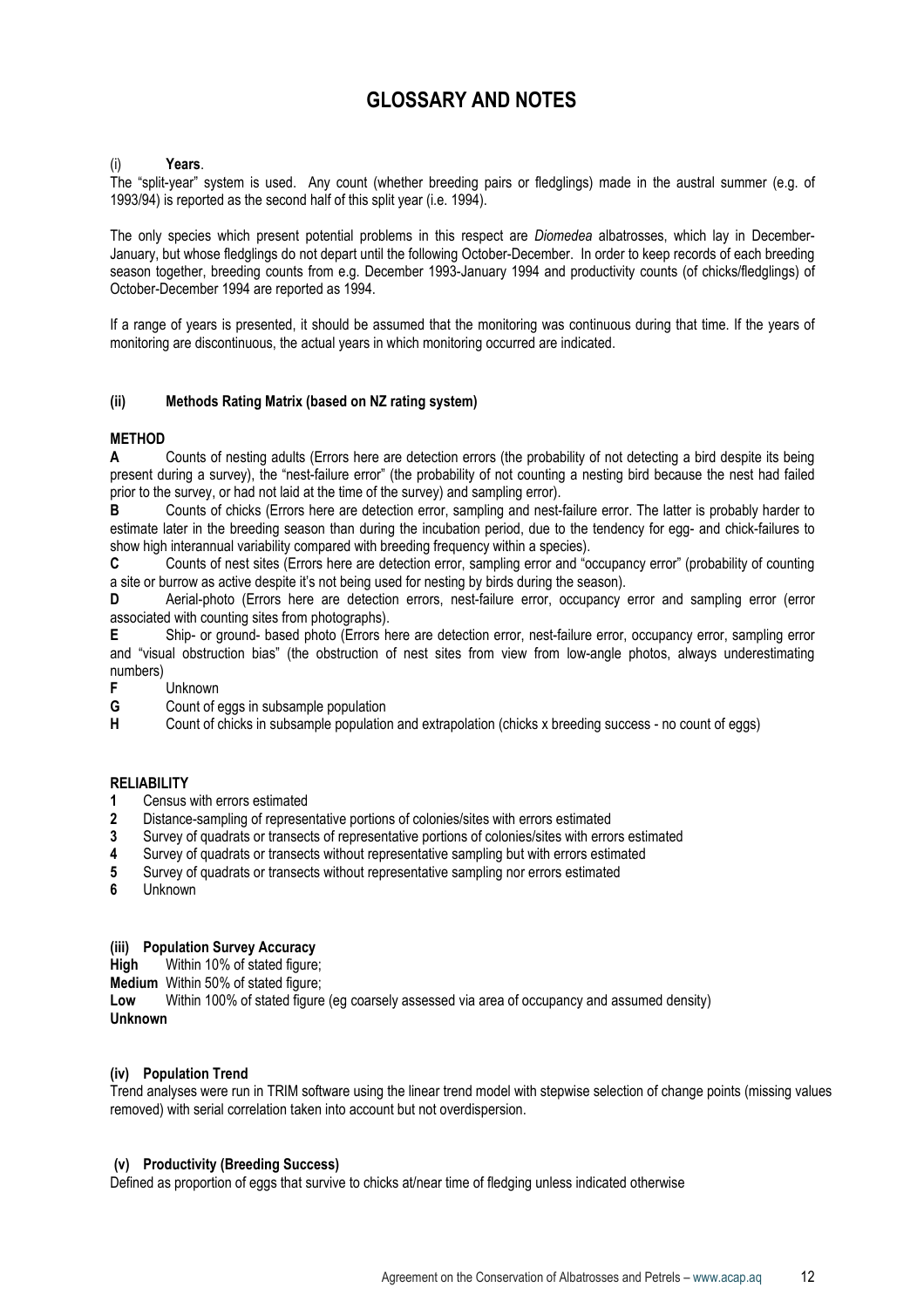# GLOSSARY AND NOTES

## (i) Years.

The "split-year" system is used. Any count (whether breeding pairs or fledglings) made in the austral summer (e.g. of 1993/94) is reported as the second half of this split year (i.e. 1994).

The only species which present potential problems in this respect are *Diomedea* albatrosses, which lay in December-January, but whose fledglings do not depart until the following October-December. In order to keep records of each breeding season together, breeding counts from e.g. December 1993-January 1994 and productivity counts (of chicks/fledglings) of October-December 1994 are reported as 1994.

If a range of years is presented, it should be assumed that the monitoring was continuous during that time. If the years of monitoring are discontinuous, the actual years in which monitoring occurred are indicated.

## (ii) Methods Rating Matrix (based on NZ rating system)

**METHOD**

**A** Counts of nesting adults (Errors here are detection errors (the probability of not detecting a bird despite its being present during a survey), the "nest-failure error" (the probability of not counting a nesting bird because the nest had failed prior to the survey, or had not laid at the time of the survey) and sampling error).

**B** Counts of chicks (Errors here are detection error, sampling and nest-failure error. The latter is probably harder to estimate later in the breeding season than during the incubation period, due to the tendency for egg- and chick-failures to show high interannual variability compared with breeding frequency within a species).

**C** Counts of nest sites (Errors here are detection error, sampling error and "occupancy error" (probability of counting a site or burrow as active despite it's not being used for nesting by birds during the season).

**D** Aerial-photo (Errors here are detection errors, nest-failure error, occupancy error and sampling error (error associated with counting sites from photographs).

**E** Ship- or ground- based photo (Errors here are detection error, nest-failure error, occupancy error, sampling error and "visual obstruction bias" (the obstruction of nest sites from view from low-angle photos, always underestimating numbers)

**F** Unknown

**G** Count of eggs in subsample population

**H** Count of chicks in subsample population and extrapolation (chicks x breeding success - no count of eggs)

**RELIABILITY**

**1** Census with errors estimated

**2** Distance-sampling of representative portions of colonies/sites with errors estimated

**3** Survey of quadrats or transects of representative portions of colonies/sites with errors estimated

**4** Survey of quadrats or transects without representative sampling but with errors estimated

**5** Survey of quadrats or transects without representative sampling nor errors estimated

**6** Unknown

## (iii) Population Survey Accuracy

**High** Within 10% of stated figure;

**Medium** Within 50% of stated figure;

**Low** Within 100% of stated figure (eg coarsely assessed via area of occupancy and assumed density)

**Unknown**

## (iv) Population Trend

Trend analyses were run in TRIM software using the linear trend model with stepwise selection of change points (missing values removed) with serial correlation taken into account but not overdispersion.

## (v) Productivity (Breeding Success)

Defined as proportion of eggs that survive to chicks at/near time of fledging unless indicated otherwise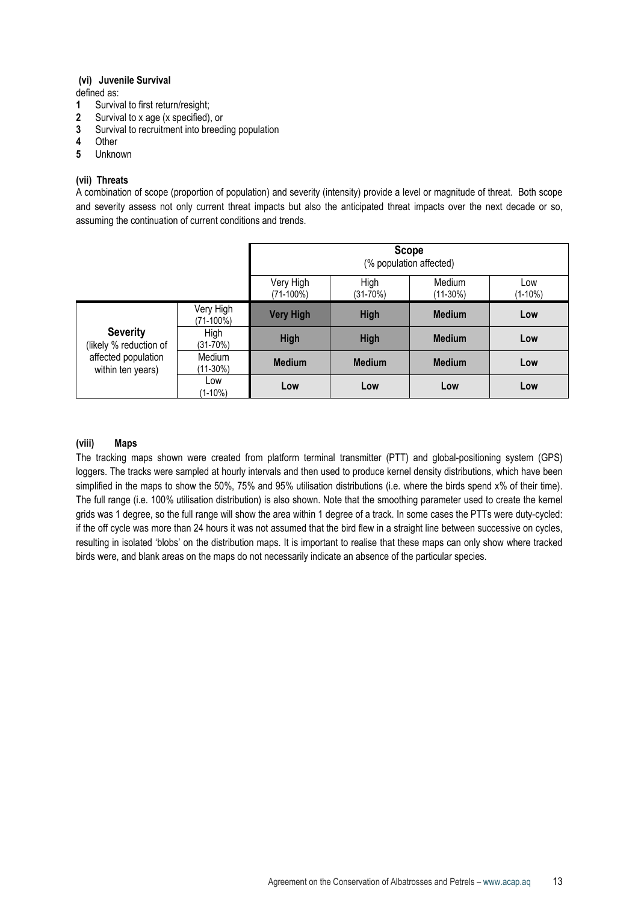**(vi) Juvenile Survival**

defined as:

1. Survival to first return/resight;
2. Survival to x age (x specified), or
3. Survival to recruitment into breeding population
4. Other
5. Unknown

**(vii) Threats**

A combination of scope (proportion of population) and severity (intensity) provide a level or magnitude of threat. Both scope and severity assess not only current threat impacts but also the anticipated threat impacts over the next decade or so, assuming the continuation of current conditions and trends.

| | | **Scope** (% population affected) | | | |
|---|---|---|---|---|---|
| | | Very High (71-100%) | High (31-70%) | Medium (11-30%) | Low (1-10%) |
| **Severity** (likely % reduction of affected population within ten years) | Very High (71-100%) | **Very High** | **High** | **Medium** | **Low** |
| | High (31-70%) | **High** | **High** | **Medium** | **Low** |
| | Medium (11-30%) | **Medium** | **Medium** | **Medium** | **Low** |
| | Low (1-10%) | **Low** | **Low** | **Low** | **Low** |

**(viii) Maps**

The tracking maps shown were created from platform terminal transmitter (PTT) and global-positioning system (GPS) loggers. The tracks were sampled at hourly intervals and then used to produce kernel density distributions, which have been simplified in the maps to show the 50%, 75% and 95% utilisation distributions (i.e. where the birds spend x% of their time). The full range (i.e. 100% utilisation distribution) is also shown. Note that the smoothing parameter used to create the kernel grids was 1 degree, so the full range will show the area within 1 degree of a track. In some cases the PTTs were duty-cycled: if the off cycle was more than 24 hours it was not assumed that the bird flew in a straight line between successive on cycles, resulting in isolated 'blobs' on the distribution maps. It is important to realise that these maps can only show where tracked birds were, and blank areas on the maps do not necessarily indicate an absence of the particular species.